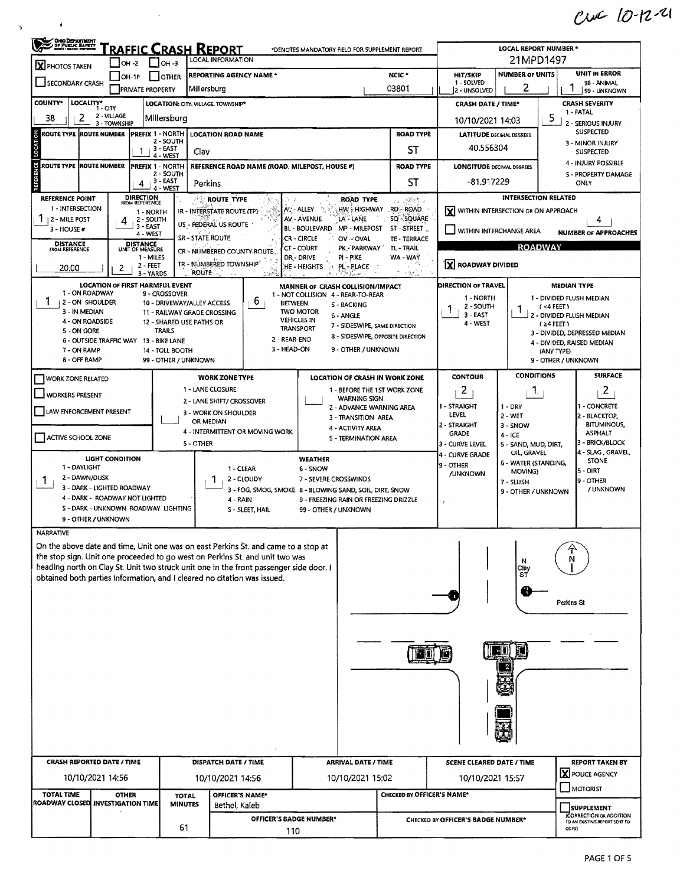CWC 10-12-21

# TRAFFIC CRASH REPORT

OHIO DEPARTMENT OF PUBLIC SAFETY

*DENOTES MANDATORY FIELD FOR SUPPLEMENT REPORT

| | |
|---|---|
| LOCAL REPORT NUMBER * | 21MPD1497 |
| PHOTOS TAKEN | [X] |
| REPORTING AGENCY NAME * | Millersburg |
| NCIC * | 03801 |
| HIT/SKIP | (1 - SOLVED, 2 - UNSOLVED) |
| NUMBER OF UNITS | 2 |
| UNIT IN ERROR | 1 (98 - ANIMAL, 99 - UNKNOWN) |
| COUNTY* | 38 |
| LOCALITY* | 2 (1 - CITY, 2 - VILLAGE, 3 - TOWNSHIP) |
| LOCATION: CITY, VILLAGE, TOWNSHIP* | Millersburg |
| CRASH DATE / TIME* | 10/10/2021 14:03 |
| CRASH SEVERITY | 5 (1 - FATAL, 2 - SERIOUS INJURY SUSPECTED, 3 - MINOR INJURY SUSPECTED, 4 - INJURY POSSIBLE, 5 - PROPERTY DAMAGE ONLY) |
| LOCATION ROAD NAME | Clay |
| PREFIX | 1 |
| ROAD TYPE | ST |
| LATITUDE DECIMAL DEGREES | 40.556304 |
| REFERENCE ROAD NAME (ROAD, MILEPOST, HOUSE #) | Perkins |
| PREFIX | 4 |
| ROAD TYPE | ST |
| LONGITUDE DECIMAL DEGREES | -81.917229 |
| REFERENCE POINT | 1 (1 - INTERSECTION, 2 - MILE POST, 3 - HOUSE #) |
| DIRECTION FROM REFERENCE | 4 (1 - NORTH, 2 - SOUTH, 3 - EAST, 4 - WEST) |
| DISTANCE FROM REFERENCE | 20.00 |
| DISTANCE UNIT OF MEASURE | 2 (1 - MILES, 2 - FEET, 3 - YARDS) |
| INTERSECTION RELATED | [X] WITHIN INTERSECTION OR ON APPROACH |
| NUMBER OF APPROACHES | 4 |
| ROADWAY DIVIDED | [X] |
| LOCATION OF FIRST HARMFUL EVENT | 1 (1 - ON ROADWAY) |
| MANNER OF CRASH COLLISION/IMPACT | 6 (6 - ANGLE) |
| DIRECTION OF TRAVEL | 1 (1 - NORTH) |
| MEDIAN TYPE | 1 (1 - DIVIDED FLUSH MEDIAN (<4 FEET)) |
| CONTOUR | 2 (2 - STRAIGHT GRADE) |
| CONDITIONS | 1 (1 - DRY) |
| SURFACE | 2 (2 - BLACKTOP, BITUMINOUS, ASPHALT) |
| LIGHT CONDITION | 1 (1 - DAYLIGHT) |
| WEATHER | 1 (1 - CLEAR) |

ROUTE TYPE: IR - INTERSTATE ROUTE (TP), US - FEDERAL US ROUTE, SR - STATE ROUTE, CR - NUMBERED COUNTY ROUTE, TR - NUMBERED TOWNSHIP ROUTE

ROAD TYPE: AL - ALLEY, AV - AVENUE, BL - BOULEVARD, CR - CIRCLE, CT - COURT, DR - DRIVE, HE - HEIGHTS, HW - HIGHWAY, LA - LANE, MP - MILEPOST, OV - OVAL, PK - PARKWAY, PI - PIKE, PL - PLACE, RD - ROAD, SQ - SQUARE, ST - STREET, TE - TERRACE, TL - TRAIL, WA - WAY

LOCATION OF FIRST HARMFUL EVENT: 1 - ON ROADWAY, 2 - ON SHOULDER, 3 - IN MEDIAN, 4 - ON ROADSIDE, 5 - ON GORE, 6 - OUTSIDE TRAFFIC WAY, 7 - ON RAMP, 8 - OFF RAMP, 9 - CROSSOVER, 10 - DRIVEWAY/ALLEY ACCESS, 11 - RAILWAY GRADE CROSSING, 12 - SHARED USE PATHS OR TRAILS, 13 - BIKE LANE, 14 - TOLL BOOTH, 99 - OTHER / UNKNOWN

MANNER OF CRASH COLLISION/IMPACT: 1 - NOT COLLISION BETWEEN TWO MOTOR VEHICLES IN TRANSPORT, 2 - REAR-END, 3 - HEAD-ON, 4 - REAR-TO-REAR, 5 - BACKING, 6 - ANGLE, 7 - SIDESWIPE, SAME DIRECTION, 8 - SIDESWIPE, OPPOSITE DIRECTION, 9 - OTHER / UNKNOWN

MEDIAN TYPE: 1 - DIVIDED FLUSH MEDIAN (<4 FEET), 2 - DIVIDED FLUSH MEDIAN (≥4 FEET), 3 - DIVIDED, DEPRESSED MEDIAN, 4 - DIVIDED, RAISED MEDIAN (ANY TYPE), 9 - OTHER / UNKNOWN

WORK ZONE: [ ] WORK ZONE RELATED, [ ] WORKERS PRESENT, [ ] LAW ENFORCEMENT PRESENT, [ ] ACTIVE SCHOOL ZONE

WORK ZONE TYPE: 1 - LANE CLOSURE, 2 - LANE SHIFT/ CROSSOVER, 3 - WORK ON SHOULDER OR MEDIAN, 4 - INTERMITTENT OR MOVING WORK, 5 - OTHER

LOCATION OF CRASH IN WORK ZONE: 1 - BEFORE THE 1ST WORK ZONE WARNING SIGN, 2 - ADVANCE WARNING AREA, 3 - TRANSITION AREA, 4 - ACTIVITY AREA, 5 - TERMINATION AREA

CONTOUR: 1 - STRAIGHT LEVEL, 2 - STRAIGHT GRADE, 3 - CURVE LEVEL, 4 - CURVE GRADE, 9 - OTHER /UNKNOWN

CONDITIONS: 1 - DRY, 2 - WET, 3 - SNOW, 4 - ICE, 5 - SAND, MUD, DIRT, OIL, GRAVEL, 6 - WATER (STANDING, MOVING), 7 - SLUSH, 9 - OTHER / UNKNOWN

SURFACE: 1 - CONCRETE, 2 - BLACKTOP, BITUMINOUS, ASPHALT, 3 - BRICK/BLOCK, 4 - SLAG, GRAVEL, STONE, 5 - DIRT, 9 - OTHER / UNKNOWN

LIGHT CONDITION: 1 - DAYLIGHT, 2 - DAWN/DUSK, 3 - DARK - LIGHTED ROADWAY, 4 - DARK - ROADWAY NOT LIGHTED, 5 - DARK - UNKNOWN ROADWAY LIGHTING, 9 - OTHER / UNKNOWN

WEATHER: 1 - CLEAR, 2 - CLOUDY, 3 - FOG, SMOG, SMOKE, 4 - RAIN, 5 - SLEET, HAIL, 6 - SNOW, 7 - SEVERE CROSSWINDS, 8 - BLOWING SAND, SOIL, DIRT, SNOW, 9 - FREEZING RAIN OR FREEZING DRIZZLE, 99 - OTHER / UNKNOWN

## NARRATIVE

On the above date and time, Unit one was on east Perkins St. and came to a stop at the stop sign. Unit one proceeded to go west on Perkins St. and unit two was heading north on Clay St. Unit two struck unit one in the front passenger side door. I obtained both parties information, and I cleared no citation was issued.

Diagram labels: N, Clay ST, Perkins St, 1, 2

| CRASH REPORTED DATE / TIME | DISPATCH DATE / TIME | ARRIVAL DATE / TIME | SCENE CLEARED DATE / TIME | REPORT TAKEN BY |
|---|---|---|---|---|
| 10/10/2021 14:56 | 10/10/2021 14:56 | 10/10/2021 15:02 | 10/10/2021 15:57 | [X] POLICE AGENCY [ ] MOTORIST |

| TOTAL TIME ROADWAY CLOSED | OTHER INVESTIGATION TIME | TOTAL MINUTES | OFFICER'S NAME* | CHECKED BY OFFICER'S NAME* |
|---|---|---|---|---|
| | | 61 | Bethel, Kaleb | |

| OFFICER'S BADGE NUMBER* | CHECKED BY OFFICER'S BADGE NUMBER* | SUPPLEMENT |
|---|---|---|
| 110 | | [ ] SUPPLEMENT (CORRECTION OR ADDITION TO AN EXISTING REPORT SENT TO ODPS) |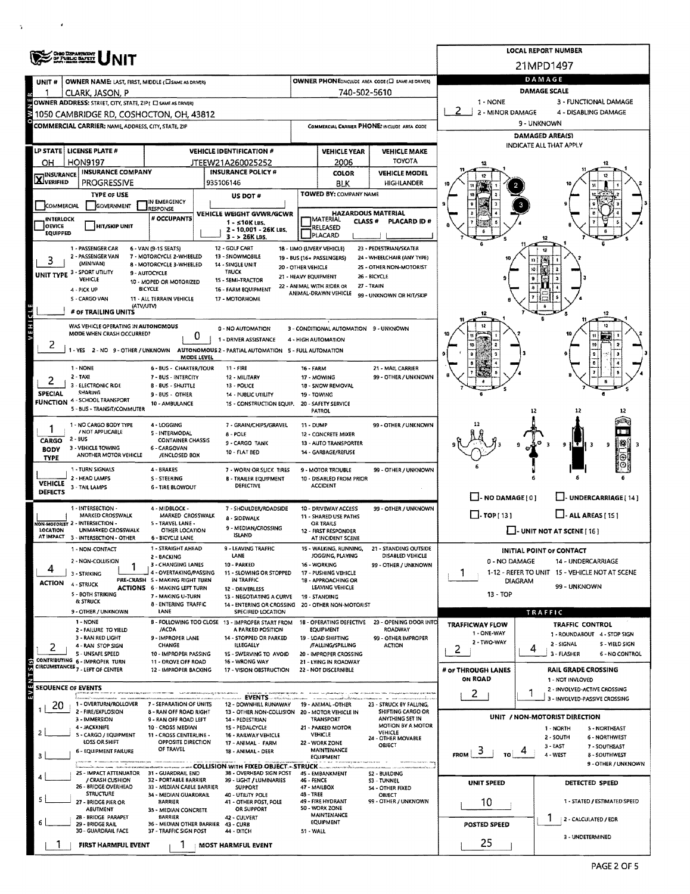# UNIT

**LOCAL REPORT NUMBER:** 21MPD1497

## OWNER

| UNIT # | OWNER NAME: LAST, FIRST, MIDDLE | OWNER PHONE |
|---|---|---|
| 1 | CLARK, JASON, P | 740-502-5610 |

**OWNER ADDRESS:** 1050 CAMBRIDGE RD, COSHOCTON, OH, 43812

**COMMERCIAL CARRIER:** NAME, ADDRESS, CITY, STATE, ZIP

**COMMERCIAL CARRIER PHONE:**

## VEHICLE

| LP STATE | LICENSE PLATE # | VEHICLE IDENTIFICATION # | VEHICLE YEAR | VEHICLE MAKE |
|---|---|---|---|---|
| OH | HON9197 | JTEEW21A260025252 | 2006 | TOYOTA |

| INSURANCE VERIFIED | INSURANCE COMPANY | INSURANCE POLICY # | COLOR | VEHICLE MODEL |
|---|---|---|---|---|
| X | PROGRESSIVE | 935106146 | BLK | HIGHLANDER |

**TYPE OF USE:** COMMERCIAL / GOVERNMENT / IN EMERGENCY RESPONSE

**US DOT #:**

**TOWED BY:** COMPANY NAME

**INTERLOCK DEVICE EQUIPPED** / **HIT/SKIP UNIT**

**# OCCUPANTS:**

**VEHICLE WEIGHT GVWR/GCWR:** 1 - ≤10K LBS. / 2 - 10,001 - 26K LBS. / 3 - > 26K LBS.

**HAZARDOUS MATERIAL:** MATERIAL RELEASED / PLACARD / CLASS # / PLACARD ID #

**UNIT TYPE:** 3
1 - PASSENGER CAR, 2 - PASSENGER VAN (MINIVAN), 3 - SPORT UTILITY VEHICLE, 4 - PICK UP, 5 - CARGO VAN, 6 - VAN (9-15 SEATS), 7 - MOTORCYCLE 2-WHEELED, 8 - MOTORCYCLE 3-WHEELED, 9 - AUTOCYCLE, 10 - MOPED OR MOTORIZED BICYCLE, 11 - ALL TERRAIN VEHICLE (ATV/UTV), 12 - GOLF CART, 13 - SNOWMOBILE, 14 - SINGLE UNIT TRUCK, 15 - SEMI-TRACTOR, 16 - FARM EQUIPMENT, 17 - MOTORHOME, 18 - LIMO (LIVERY VEHICLE), 19 - BUS (16+ PASSENGERS), 20 - OTHER VEHICLE, 21 - HEAVY EQUIPMENT, 22 - ANIMAL WITH RIDER OR ANIMAL-DRAWN VEHICLE, 23 - PEDESTRIAN/SKATER, 24 - WHEELCHAIR (ANY TYPE), 25 - OTHER NON-MOTORIST, 26 - BICYCLE, 27 - TRAIN, 99 - UNKNOWN OR HIT/SKIP

**# OF TRAILING UNITS:**

**WAS VEHICLE OPERATING IN AUTONOMOUS MODE WHEN CRASH OCCURRED?** 2
1 - YES, 2 - NO, 9 - OTHER / UNKNOWN

**AUTONOMOUS MODE LEVEL:** 0
0 - NO AUTOMATION, 1 - DRIVER ASSISTANCE, 2 - PARTIAL AUTOMATION, 3 - CONDITIONAL AUTOMATION, 4 - HIGH AUTOMATION, 5 - FULL AUTOMATION, 9 - UNKNOWN

**SPECIAL FUNCTION:** 2
1 - NONE, 2 - TAXI, 3 - ELECTRONIC RIDE SHARING, 4 - SCHOOL TRANSPORT, 5 - BUS - TRANSIT/COMMUTER, 6 - BUS - CHARTER/TOUR, 7 - BUS - INTERCITY, 8 - BUS - SHUTTLE, 9 - BUS - OTHER, 10 - AMBULANCE, 11 - FIRE, 12 - MILITARY, 13 - POLICE, 14 - PUBLIC UTILITY, 15 - CONSTRUCTION EQUIP., 16 - FARM, 17 - MOWING, 18 - SNOW REMOVAL, 19 - TOWING, 20 - SAFETY SERVICE PATROL, 21 - MAIL CARRIER, 99 - OTHER / UNKNOWN

**CARGO BODY TYPE:** 1
1 - NO CARGO BODY TYPE / NOT APPLICABLE, 2 - BUS, 3 - VEHICLE TOWING ANOTHER MOTOR VEHICLE, 4 - LOGGING, 5 - INTERMODAL CONTAINER CHASSIS, 6 - CARGOVAN /ENCLOSED BOX, 7 - GRAIN/CHIPS/GRAVEL, 8 - POLE, 9 - CARGO TANK, 10 - FLAT BED, 11 - DUMP, 12 - CONCRETE MIXER, 13 - AUTO TRANSPORTER, 14 - GARBAGE/REFUSE, 99 - OTHER / UNKNOWN

**VEHICLE DEFECTS:**
1 - TURN SIGNALS, 2 - HEAD LAMPS, 3 - TAIL LAMPS, 4 - BRAKES, 5 - STEERING, 6 - TIRE BLOWOUT, 7 - WORN OR SLICK TIRES, 8 - TRAILER EQUIPMENT DEFECTIVE, 9 - MOTOR TROUBLE, 10 - DISABLED FROM PRIOR ACCIDENT, 99 - OTHER / UNKNOWN

**NON-MOTORIST LOCATION AT IMPACT:**
1 - INTERSECTION - MARKED CROSSWALK, 2 - INTERSECTION - UNMARKED CROSSWALK, 3 - INTERSECTION - OTHER, 4 - MIDBLOCK - MARKED CROSSWALK, 5 - TRAVEL LANE - OTHER LOCATION, 6 - BICYCLE LANE, 7 - SHOULDER/ROADSIDE, 8 - SIDEWALK, 9 - MEDIAN/CROSSING ISLAND, 10 - DRIVEWAY ACCESS, 11 - SHARED USE PATHS OR TRAILS, 12 - FIRST RESPONDER AT INCIDENT SCENE, 99 - OTHER / UNKNOWN

**ACTION:** 4
1 - NON-CONTACT, 2 - NON-COLLISION, 3 - STRIKING, 4 - STRUCK, 5 - BOTH STRIKING & STRUCK, 9 - OTHER / UNKNOWN

**PRE-CRASH ACTIONS:** 1
1 - STRAIGHT AHEAD, 2 - BACKING, 3 - CHANGING LANES, 4 - OVERTAKING/PASSING, 5 - MAKING RIGHT TURN, 6 - MAKING LEFT TURN, 7 - MAKING U-TURN, 8 - ENTERING TRAFFIC LANE, 9 - LEAVING TRAFFIC LANE, 10 - PARKED, 11 - SLOWING OR STOPPED IN TRAFFIC, 12 - DRIVERLESS, 13 - NEGOTIATING A CURVE, 14 - ENTERING OR CROSSING SPECIFIED LOCATION, 15 - WALKING, RUNNING, JOGGING, PLAYING, 16 - WORKING, 17 - PUSHING VEHICLE, 18 - APPROACHING OR LEAVING VEHICLE, 19 - STANDING, 20 - OTHER NON-MOTORIST, 21 - STANDING OUTSIDE DISABLED VEHICLE, 99 - OTHER / UNKNOWN

**CONTRIBUTING CIRCUMSTANCES:** 2
1 - NONE, 2 - FAILURE TO YIELD, 3 - RAN RED LIGHT, 4 - RAN STOP SIGN, 5 - UNSAFE SPEED, 6 - IMPROPER TURN, 7 - LEFT OF CENTER, 8 - FOLLOWING TOO CLOSE /ACDA, 9 - IMPROPER LANE CHANGE, 10 - IMPROPER PASSING, 11 - DROVE OFF ROAD, 12 - IMPROPER BACKING, 13 - IMPROPER START FROM A PARKED POSITION, 14 - STOPPED OR PARKED ILLEGALLY, 15 - SWERVING TO AVOID, 16 - WRONG WAY, 17 - VISION OBSTRUCTION, 18 - OPERATING DEFECTIVE EQUIPMENT, 19 - LOAD SHIFTING /FALLING/SPILLING, 20 - IMPROPER CROSSING, 21 - LYING IN ROADWAY, 22 - NOT DISCERNIBLE, 23 - OPENING DOOR INTO ROADWAY, 99 - OTHER IMPROPER ACTION

## EVENTS

**SEQUENCE OF EVENTS:**
1. 20
2.
3.
4.
5.
6.

**EVENTS:** 1 - OVERTURN/ROLLOVER, 2 - FIRE/EXPLOSION, 3 - IMMERSION, 4 - JACKKNIFE, 5 - CARGO / EQUIPMENT LOSS OR SHIFT, 6 - EQUIPMENT FAILURE, 7 - SEPARATION OF UNITS, 8 - RAN OFF ROAD RIGHT, 9 - RAN OFF ROAD LEFT, 10 - CROSS MEDIAN, 11 - CROSS CENTERLINE - OPPOSITE DIRECTION OF TRAVEL, 12 - DOWNHILL RUNAWAY, 13 - OTHER NON-COLLISION, 14 - PEDESTRIAN, 15 - PEDALCYCLE, 16 - RAILWAY VEHICLE, 17 - ANIMAL - FARM, 18 - ANIMAL - DEER, 19 - ANIMAL -OTHER, 20 - MOTOR VEHICLE IN TRANSPORT, 21 - PARKED MOTOR VEHICLE, 22 - WORK ZONE MAINTENANCE EQUIPMENT, 23 - STRUCK BY FALLING, SHIFTING CARGO OR ANYTHING SET IN MOTION BY A MOTOR VEHICLE, 24 - OTHER MOVABLE OBJECT

**COLLISION WITH FIXED OBJECT - STRUCK:** 25 - IMPACT ATTENUATOR / CRASH CUSHION, 26 - BRIDGE OVERHEAD STRUCTURE, 27 - BRIDGE PIER OR ABUTMENT, 28 - BRIDGE PARAPET, 29 - BRIDGE RAIL, 30 - GUARDRAIL FACE, 31 - GUARDRAIL END, 32 - PORTABLE BARRIER, 33 - MEDIAN CABLE BARRIER, 34 - MEDIAN GUARDRAIL BARRIER, 35 - MEDIAN CONCRETE BARRIER, 36 - MEDIAN OTHER BARRIER, 37 - TRAFFIC SIGN POST, 38 - OVERHEAD SIGN POST, 39 - LIGHT / LUMINARIES SUPPORT, 40 - UTILITY POLE, 41 - OTHER POST, POLE OR SUPPORT, 42 - CULVERT, 43 - CURB, 44 - DITCH, 45 - EMBANKMENT, 46 - FENCE, 47 - MAILBOX, 48 - TREE, 49 - FIRE HYDRANT, 50 - WORK ZONE MAINTENANCE EQUIPMENT, 51 - WALL, 52 - BUILDING, 53 - TUNNEL, 54 - OTHER FIXED OBJECT, 99 - OTHER / UNKNOWN

**FIRST HARMFUL EVENT:** 1

**MOST HARMFUL EVENT:** 1

## DAMAGE

**DAMAGE SCALE:** 2
1 - NONE, 2 - MINOR DAMAGE, 3 - FUNCTIONAL DAMAGE, 4 - DISABLING DAMAGE, 9 - UNKNOWN

**DAMAGED AREA(S)** (INDICATE ALL THAT APPLY): 2, 3

NO DAMAGE [ 0 ] / UNDERCARRIAGE [ 14 ] / TOP [ 13 ] / ALL AREAS [ 15 ] / UNIT NOT AT SCENE [ 16 ]

**INITIAL POINT OF CONTACT:** 1
0 - NO DAMAGE, 1-12 - REFER TO UNIT DIAGRAM, 13 - TOP, 14 - UNDERCARRIAGE, 15 - VEHICLE NOT AT SCENE, 99 - UNKNOWN

## TRAFFIC

**TRAFFICWAY FLOW:** 2
1 - ONE-WAY, 2 - TWO-WAY

**TRAFFIC CONTROL:** 4
1 - ROUNDABOUT, 2 - SIGNAL, 3 - FLASHER, 4 - STOP SIGN, 5 - YIELD SIGN, 6 - NO CONTROL

**# OF THROUGH LANES ON ROAD:** 2

**RAIL GRADE CROSSING:** 1
1 - NOT INVOLVED, 2 - INVOLVED-ACTIVE CROSSING, 3 - INVOLVED-PASSIVE CROSSING

**UNIT / NON-MOTORIST DIRECTION:** FROM 3 TO 4
1 - NORTH, 2 - SOUTH, 3 - EAST, 4 - WEST, 5 - NORTHEAST, 6 - NORTHWEST, 7 - SOUTHEAST, 8 - SOUTHWEST, 9 - OTHER / UNKNOWN

**UNIT SPEED:** 10

**DETECTED SPEED:** 1
1 - STATED / ESTIMATED SPEED, 2 - CALCULATED / EDR, 3 - UNDETERMINED

**POSTED SPEED:** 25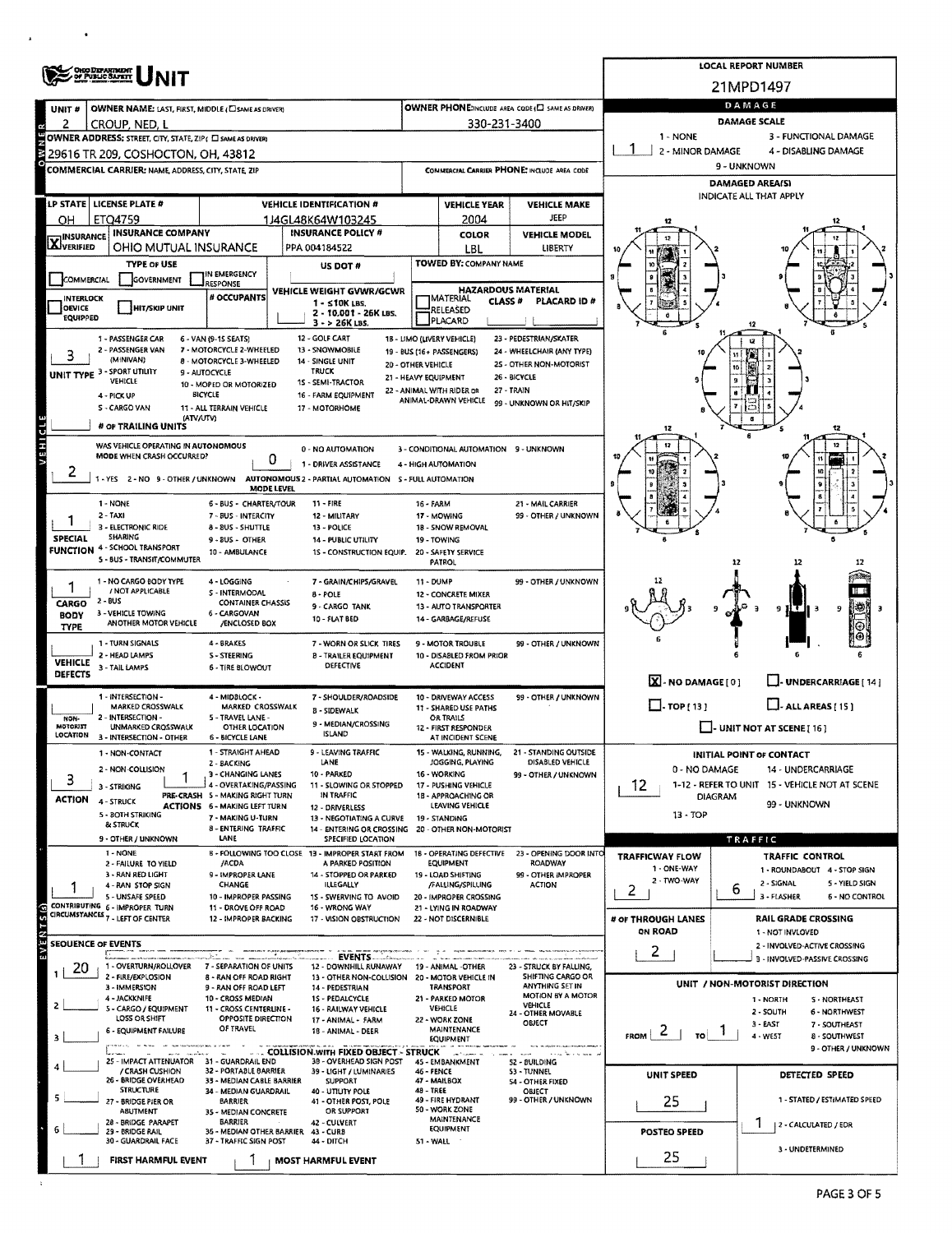# UNIT

**LOCAL REPORT NUMBER:** 21MPD1497

## Owner

| Field | Value |
|---|---|
| UNIT # | 2 |
| OWNER NAME: LAST, FIRST, MIDDLE | CROUP, NED, L |
| OWNER PHONE | 330-231-3400 |
| OWNER ADDRESS: STREET, CITY, STATE, ZIP | 29616 TR 209, COSHOCTON, OH, 43812 |
| COMMERCIAL CARRIER: NAME, ADDRESS, CITY, STATE, ZIP | |
| COMMERCIAL CARRIER PHONE | |

## Damage

DAMAGE SCALE: 1 - NONE; 2 - MINOR DAMAGE; 3 - FUNCTIONAL DAMAGE; 4 - DISABLING DAMAGE; 9 - UNKNOWN

Damage: **1**

DAMAGED AREA(S) — INDICATE ALL THAT APPLY

- [X] NO DAMAGE [0]
- [ ] UNDERCARRIAGE [14]
- [ ] TOP [13]
- [ ] ALL AREAS [15]
- [ ] UNIT NOT AT SCENE [16]

## Vehicle

| Field | Value |
|---|---|
| LP STATE | OH |
| LICENSE PLATE # | ETQ4759 |
| VEHICLE IDENTIFICATION # | 1J4GL48K64W103245 |
| VEHICLE YEAR | 2004 |
| VEHICLE MAKE | JEEP |
| INSURANCE | [X] VERIFIED |
| INSURANCE COMPANY | OHIO MUTUAL INSURANCE |
| INSURANCE POLICY # | PPA 004184522 |
| COLOR | LBL |
| VEHICLE MODEL | LIBERTY |
| TYPE OF USE | |
| US DOT # | |
| TOWED BY: COMPANY NAME | |
| # OCCUPANTS | |
| VEHICLE WEIGHT GVWR/GCWR | 1 - ≤10K LBS.; 2 - 10,001 - 26K LBS.; 3 - > 26K LBS. |
| HAZARDOUS MATERIAL | |
| UNIT TYPE | 3 |
| # OF TRAILING UNITS | |
| WAS VEHICLE OPERATING IN AUTONOMOUS MODE WHEN CRASH OCCURRED? | 2 |
| AUTONOMOUS MODE LEVEL | 0 |
| SPECIAL FUNCTION | 1 |
| CARGO BODY TYPE | 1 |
| VEHICLE DEFECTS | |
| NON-MOTORIST LOCATION | |
| ACTION | 3 |
| PRE-CRASH ACTIONS | 1 |
| CONTRIBUTING CIRCUMSTANCES | 1 |

UNIT TYPE: 1 - PASSENGER CAR; 2 - PASSENGER VAN (MINIVAN); 3 - SPORT UTILITY VEHICLE; 4 - PICK UP; 5 - CARGO VAN; 6 - VAN (9-15 SEATS); 7 - MOTORCYCLE 2-WHEELED; 8 - MOTORCYCLE 3-WHEELED; 9 - AUTOCYCLE; 10 - MOPED OR MOTORIZED BICYCLE; 11 - ALL TERRAIN VEHICLE (ATV/UTV); 12 - GOLF CART; 13 - SNOWMOBILE; 14 - SINGLE UNIT TRUCK; 15 - SEMI-TRACTOR; 16 - FARM EQUIPMENT; 17 - MOTORHOME; 18 - LIMO (LIVERY VEHICLE); 19 - BUS (16+ PASSENGERS); 20 - OTHER VEHICLE; 21 - HEAVY EQUIPMENT; 22 - ANIMAL WITH RIDER OR ANIMAL-DRAWN VEHICLE; 23 - PEDESTRIAN/SKATER; 24 - WHEELCHAIR (ANY TYPE); 25 - OTHER NON-MOTORIST; 26 - BICYCLE; 27 - TRAIN; 99 - UNKNOWN OR HIT/SKIP

AUTONOMOUS: 1 - YES; 2 - NO; 9 - OTHER / UNKNOWN. MODE LEVEL: 0 - NO AUTOMATION; 1 - DRIVER ASSISTANCE; 2 - PARTIAL AUTOMATION; 3 - CONDITIONAL AUTOMATION; 4 - HIGH AUTOMATION; 5 - FULL AUTOMATION; 9 - UNKNOWN

SPECIAL FUNCTION: 1 - NONE; 2 - TAXI; 3 - ELECTRONIC RIDE SHARING; 4 - SCHOOL TRANSPORT; 5 - BUS - TRANSIT/COMMUTER; 6 - BUS - CHARTER/TOUR; 7 - BUS - INTERCITY; 8 - BUS - SHUTTLE; 9 - BUS - OTHER; 10 - AMBULANCE; 11 - FIRE; 12 - MILITARY; 13 - POLICE; 14 - PUBLIC UTILITY; 15 - CONSTRUCTION EQUIP.; 16 - FARM; 17 - MOWING; 18 - SNOW REMOVAL; 19 - TOWING; 20 - SAFETY SERVICE PATROL; 21 - MAIL CARRIER; 99 - OTHER / UNKNOWN

CARGO BODY TYPE: 1 - NO CARGO BODY TYPE / NOT APPLICABLE; 2 - BUS; 3 - VEHICLE TOWING ANOTHER MOTOR VEHICLE; 4 - LOGGING; 5 - INTERMODAL CONTAINER CHASSIS; 6 - CARGOVAN /ENCLOSED BOX; 7 - GRAIN/CHIPS/GRAVEL; 8 - POLE; 9 - CARGO TANK; 10 - FLAT BED; 11 - DUMP; 12 - CONCRETE MIXER; 13 - AUTO TRANSPORTER; 14 - GARBAGE/REFUSE; 99 - OTHER / UNKNOWN

VEHICLE DEFECTS: 1 - TURN SIGNALS; 2 - HEAD LAMPS; 3 - TAIL LAMPS; 4 - BRAKES; 5 - STEERING; 6 - TIRE BLOWOUT; 7 - WORN OR SLICK TIRES; 8 - TRAILER EQUIPMENT DEFECTIVE; 9 - MOTOR TROUBLE; 10 - DISABLED FROM PRIOR ACCIDENT; 99 - OTHER / UNKNOWN

NON-MOTORIST LOCATION: 1 - INTERSECTION - MARKED CROSSWALK; 2 - INTERSECTION - UNMARKED CROSSWALK; 3 - INTERSECTION - OTHER; 4 - MIDBLOCK - MARKED CROSSWALK; 5 - TRAVEL LANE - OTHER LOCATION; 6 - BICYCLE LANE; 7 - SHOULDER/ROADSIDE; 8 - SIDEWALK; 9 - MEDIAN/CROSSING ISLAND; 10 - DRIVEWAY ACCESS; 11 - SHARED USE PATHS OR TRAILS; 12 - FIRST RESPONDER AT INCIDENT SCENE; 99 - OTHER / UNKNOWN

ACTION: 1 - NON-CONTACT; 2 - NON-COLLISION; 3 - STRIKING; 4 - STRUCK; 5 - BOTH STRIKING & STRUCK; 9 - OTHER / UNKNOWN

PRE-CRASH ACTIONS: 1 - STRAIGHT AHEAD; 2 - BACKING; 3 - CHANGING LANES; 4 - OVERTAKING/PASSING; 5 - MAKING RIGHT TURN; 6 - MAKING LEFT TURN; 7 - MAKING U-TURN; 8 - ENTERING TRAFFIC LANE; 9 - LEAVING TRAFFIC LANE; 10 - PARKED; 11 - SLOWING OR STOPPED IN TRAFFIC; 12 - DRIVERLESS; 13 - NEGOTIATING A CURVE; 14 - ENTERING OR CROSSING SPECIFIED LOCATION; 15 - WALKING, RUNNING, JOGGING, PLAYING; 16 - WORKING; 17 - PUSHING VEHICLE; 18 - APPROACHING OR LEAVING VEHICLE; 19 - STANDING; 20 - OTHER NON-MOTORIST; 21 - STANDING OUTSIDE DISABLED VEHICLE; 99 - OTHER / UNKNOWN

CONTRIBUTING CIRCUMSTANCES: 1 - NONE; 2 - FAILURE TO YIELD; 3 - RAN RED LIGHT; 4 - RAN STOP SIGN; 5 - UNSAFE SPEED; 6 - IMPROPER TURN; 7 - LEFT OF CENTER; 8 - FOLLOWING TOO CLOSE /ACDA; 9 - IMPROPER LANE CHANGE; 10 - IMPROPER PASSING; 11 - DROVE OFF ROAD; 12 - IMPROPER BACKING; 13 - IMPROPER START FROM A PARKED POSITION; 14 - STOPPED OR PARKED ILLEGALLY; 15 - SWERVING TO AVOID; 16 - WRONG WAY; 17 - VISION OBSTRUCTION; 18 - OPERATING DEFECTIVE EQUIPMENT; 19 - LOAD SHIFTING /FALLING/SPILLING; 20 - IMPROPER CROSSING; 21 - LYING IN ROADWAY; 22 - NOT DISCERNIBLE; 23 - OPENING DOOR INTO ROADWAY; 99 - OTHER IMPROPER ACTION

## Initial Point of Contact

0 - NO DAMAGE; 1-12 - REFER TO UNIT DIAGRAM; 13 - TOP; 14 - UNDERCARRIAGE; 15 - VEHICLE NOT AT SCENE; 99 - UNKNOWN

Initial point of contact: **12**

## Traffic

| Field | Value |
|---|---|
| TRAFFICWAY FLOW (1 - ONE-WAY; 2 - TWO-WAY) | 2 |
| TRAFFIC CONTROL (1 - ROUNDABOUT; 2 - SIGNAL; 3 - FLASHER; 4 - STOP SIGN; 5 - YIELD SIGN; 6 - NO CONTROL) | 6 |
| # OF THROUGH LANES ON ROAD | 2 |
| RAIL GRADE CROSSING (1 - NOT INVLOVED; 2 - INVOLVED-ACTIVE CROSSING; 3 - INVOLVED-PASSIVE CROSSING) | |

## Sequence of Events

| # | Event |
|---|---|
| 1 | 20 |
| 2 | |
| 3 | |
| 4 | |
| 5 | |
| 6 | |

FIRST HARMFUL EVENT: 1 — MOST HARMFUL EVENT: 1

EVENTS: 1 - OVERTURN/ROLLOVER; 2 - FIRE/EXPLOSION; 3 - IMMERSION; 4 - JACKKNIFE; 5 - CARGO / EQUIPMENT LOSS OR SHIFT; 6 - EQUIPMENT FAILURE; 7 - SEPARATION OF UNITS; 8 - RAN OFF ROAD RIGHT; 9 - RAN OFF ROAD LEFT; 10 - CROSS MEDIAN; 11 - CROSS CENTERLINE - OPPOSITE DIRECTION OF TRAVEL; 12 - DOWNHILL RUNAWAY; 13 - OTHER NON-COLLISION; 14 - PEDESTRIAN; 15 - PEDALCYCLE; 16 - RAILWAY VEHICLE; 17 - ANIMAL - FARM; 18 - ANIMAL - DEER; 19 - ANIMAL - OTHER; 20 - MOTOR VEHICLE IN TRANSPORT; 21 - PARKED MOTOR VEHICLE; 22 - WORK ZONE MAINTENANCE EQUIPMENT; 23 - STRUCK BY FALLING, SHIFTING CARGO OR ANYTHING SET IN MOTION BY A MOTOR VEHICLE; 24 - OTHER MOVABLE OBJECT

COLLISION WITH FIXED OBJECT - STRUCK: 25 - IMPACT ATTENUATOR / CRASH CUSHION; 26 - BRIDGE OVERHEAD STRUCTURE; 27 - BRIDGE PIER OR ABUTMENT; 28 - BRIDGE PARAPET; 29 - BRIDGE RAIL; 30 - GUARDRAIL FACE; 31 - GUARDRAIL END; 32 - PORTABLE BARRIER; 33 - MEDIAN CABLE BARRIER; 34 - MEDIAN GUARDRAIL BARRIER; 35 - MEDIAN CONCRETE BARRIER; 36 - MEDIAN OTHER BARRIER; 37 - TRAFFIC SIGN POST; 38 - OVERHEAD SIGN POST; 39 - LIGHT / LUMINARIES SUPPORT; 40 - UTILITY POLE; 41 - OTHER POST, POLE OR SUPPORT; 42 - CULVERT; 43 - CURB; 44 - DITCH; 45 - EMBANKMENT; 46 - FENCE; 47 - MAILBOX; 48 - TREE; 49 - FIRE HYDRANT; 50 - WORK ZONE MAINTENANCE EQUIPMENT; 51 - WALL; 52 - BUILDING; 53 - TUNNEL; 54 - OTHER FIXED OBJECT; 99 - OTHER / UNKNOWN

## Unit / Non-Motorist Direction

1 - NORTH; 2 - SOUTH; 3 - EAST; 4 - WEST; 5 - NORTHEAST; 6 - NORTHWEST; 7 - SOUTHEAST; 8 - SOUTHWEST; 9 - OTHER / UNKNOWN

FROM: 2 — TO: 1

| Field | Value |
|---|---|
| UNIT SPEED | 25 |
| POSTED SPEED | 25 |
| DETECTED SPEED (1 - STATED / ESTIMATED SPEED; 2 - CALCULATED / EDR; 3 - UNDETERMINED) | 1 |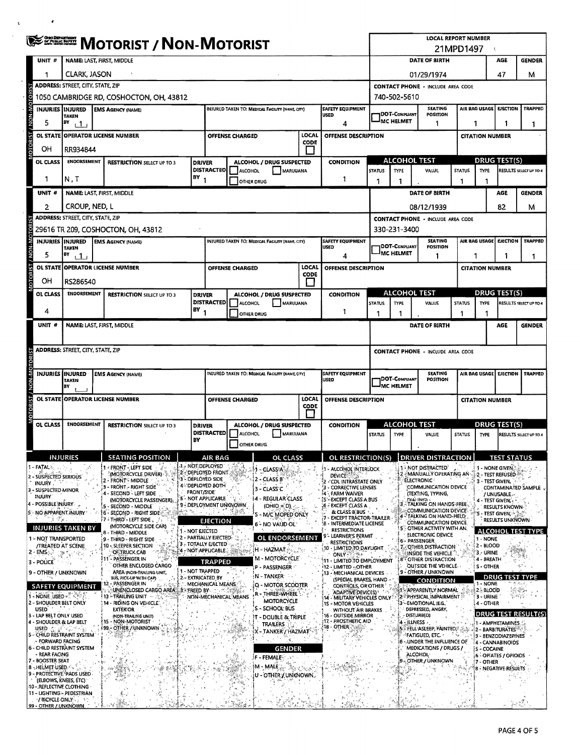# MOTORIST / NON-MOTORIST

**LOCAL REPORT NUMBER:** 21MPD1497

## Unit 1

| UNIT # | NAME: LAST, FIRST, MIDDLE | DATE OF BIRTH | AGE | GENDER |
|---|---|---|---|---|
| 1 | CLARK, JASON | 01/29/1974 | 47 | M |

| ADDRESS: STREET, CITY, STATE, ZIP | CONTACT PHONE - INCLUDE AREA CODE |
|---|---|
| 1050 CAMBRIDGE RD, COSHOCTON, OH, 43812 | 740-502-5610 |

| INJURIES | INJURED TAKEN BY | EMS AGENCY (NAME) | INJURED TAKEN TO: MEDICAL FACILITY (NAME, CITY) | SAFETY EQUIPMENT USED | DOT-COMPLIANT MC HELMET | SEATING POSITION | AIR BAG USAGE | EJECTION | TRAPPED |
|---|---|---|---|---|---|---|---|---|---|
| 5 | 1 | | | 4 | | 1 | 1 | 1 | 1 |

| OL STATE | OPERATOR LICENSE NUMBER | OFFENSE CHARGED | LOCAL CODE | OFFENSE DESCRIPTION | CITATION NUMBER |
|---|---|---|---|---|---|
| OH | RR934844 | | | | |

| OL CLASS | ENDORSEMENT | RESTRICTION SELECT UP TO 3 | DRIVER DISTRACTED BY | ALCOHOL / DRUG SUSPECTED | CONDITION | ALCOHOL TEST STATUS | ALCOHOL TEST TYPE | ALCOHOL TEST VALUE | DRUG TEST STATUS | DRUG TEST TYPE | DRUG TEST RESULTS SELECT UP TO 4 |
|---|---|---|---|---|---|---|---|---|---|---|---|
| 1 | N , T | | 1 | | 1 | 1 | 1 | . | 1 | 1 | |

## Unit 2

| UNIT # | NAME: LAST, FIRST, MIDDLE | DATE OF BIRTH | AGE | GENDER |
|---|---|---|---|---|
| 2 | CROUP, NED, L | 08/12/1939 | 82 | M |

| ADDRESS: STREET, CITY, STATE, ZIP | CONTACT PHONE - INCLUDE AREA CODE |
|---|---|
| 29616 TR 209, COSHOCTON, OH, 43812 | 330-231-3400 |

| INJURIES | INJURED TAKEN BY | EMS AGENCY (NAME) | INJURED TAKEN TO: MEDICAL FACILITY (NAME, CITY) | SAFETY EQUIPMENT USED | DOT-COMPLIANT MC HELMET | SEATING POSITION | AIR BAG USAGE | EJECTION | TRAPPED |
|---|---|---|---|---|---|---|---|---|---|
| 5 | 1 | | | 4 | | 1 | 1 | 1 | 1 |

| OL STATE | OPERATOR LICENSE NUMBER | OFFENSE CHARGED | LOCAL CODE | OFFENSE DESCRIPTION | CITATION NUMBER |
|---|---|---|---|---|---|
| OH | RS286540 | | | | |

| OL CLASS | ENDORSEMENT | RESTRICTION SELECT UP TO 3 | DRIVER DISTRACTED BY | ALCOHOL / DRUG SUSPECTED | CONDITION | ALCOHOL TEST STATUS | ALCOHOL TEST TYPE | ALCOHOL TEST VALUE | DRUG TEST STATUS | DRUG TEST TYPE | DRUG TEST RESULTS SELECT UP TO 4 |
|---|---|---|---|---|---|---|---|---|---|---|---|
| 4 | | | 1 | | 1 | 1 | 1 | . | 1 | 1 | |

## Unit (blank)

| UNIT # | NAME: LAST, FIRST, MIDDLE | DATE OF BIRTH | AGE | GENDER |
|---|---|---|---|---|
| | | | | |

| ADDRESS: STREET, CITY, STATE, ZIP | CONTACT PHONE - INCLUDE AREA CODE |
|---|---|
| | |

| INJURIES | INJURED TAKEN BY | EMS AGENCY (NAME) | INJURED TAKEN TO: MEDICAL FACILITY (NAME, CITY) | SAFETY EQUIPMENT USED | DOT-COMPLIANT MC HELMET | SEATING POSITION | AIR BAG USAGE | EJECTION | TRAPPED |
|---|---|---|---|---|---|---|---|---|---|
| | | | | | | | | | |

| OL STATE | OPERATOR LICENSE NUMBER | OFFENSE CHARGED | LOCAL CODE | OFFENSE DESCRIPTION | CITATION NUMBER |
|---|---|---|---|---|---|
| | | | | | |

| OL CLASS | ENDORSEMENT | RESTRICTION SELECT UP TO 3 | DRIVER DISTRACTED BY | ALCOHOL / DRUG SUSPECTED | CONDITION | ALCOHOL TEST STATUS | ALCOHOL TEST TYPE | ALCOHOL TEST VALUE | DRUG TEST STATUS | DRUG TEST TYPE | DRUG TEST RESULTS SELECT UP TO 4 |
|---|---|---|---|---|---|---|---|---|---|---|---|
| | | | | | | | | . | | | |

## Codes

**INJURIES**
1 - FATAL
2 - SUSPECTED SERIOUS INJURY
3 - SUSPECTED MINOR INJURY
4 - POSSIBLE INJURY
5 - NO APPARENT INJURY

**INJURIES TAKEN BY**
1 - NOT TRANSPORTED /TREATED AT SCENE
2 - EMS
3 - POLICE
9 - OTHER / UNKNOWN

**SAFETY EQUIPMENT**
1 - NONE USED
2 - SHOULDER BELT ONLY USED
3 - LAP BELT ONLY USED
4 - SHOULDER & LAP BELT USED
5 - CHILD RESTRAINT SYSTEM - FORWARD FACING
6 - CHILD RESTRAINT SYSTEM - REAR FACING
7 - BOOSTER SEAT
8 - HELMET USED
9 - PROTECTIVE PADS USED (ELBOWS, KNEES, ETC)
10 - REFLECTIVE CLOTHING
11 - LIGHTING - PEDESTRIAN / BICYCLE ONLY
99 - OTHER / UNKNOWN

**SEATING POSITION**
1 - FRONT - LEFT SIDE (MOTORCYCLE DRIVER)
2 - FRONT - MIDDLE
3 - FRONT - RIGHT SIDE
4 - SECOND - LEFT SIDE (MOTORCYCLE PASSENGER)
5 - SECOND - MIDDLE
6 - SECOND - RIGHT SIDE
7 - THIRD - LEFT SIDE (MOTORCYCLE SIDE CAR)
8 - THIRD - MIDDLE
9 - THIRD - RIGHT SIDE
10 - SLEEPER SECTION OF TRUCK CAB
11 - PASSENGER IN OTHER ENCLOSED CARGO AREA (NON-TRAILING UNIT, BUS, PICK-UP WITH CAP)
12 - PASSENGER IN UNENCLOSED CARGO AREA
13 - TRAILING UNIT
14 - RIDING ON VEHICLE EXTERIOR (NON-TRAILING UNIT)
15 - NON-MOTORIST
99 - OTHER / UNKNOWN

**AIR BAG**
1 - NOT DEPLOYED
2 - DEPLOYED FRONT
3 - DEPLOYED SIDE
4 - DEPLOYED BOTH FRONT/SIDE
5 - NOT APPLICABLE
9 - DEPLOYMENT UNKNOWN

**EJECTION**
1 - NOT EJECTED
2 - PARTIALLY EJECTED
3 - TOTALLY EJECTED
4 - NOT APPLICABLE

**TRAPPED**
1 - NOT TRAPPED
2 - EXTRICATED BY MECHANICAL MEANS
3 - FREED BY NON-MECHANICAL MEANS

**OL CLASS**
1 - CLASS A
2 - CLASS B
3 - CLASS C
4 - REGULAR CLASS (OHIO = D)
5 - M/C MOPED ONLY
6 - NO VALID OL

**OL ENDORSEMENT**
H - HAZMAT
M - MOTORCYCLE
P - PASSENGER
N - TANKER
Q - MOTOR SCOOTER
R - THREE-WHEEL MOTORCYCLE
S - SCHOOL BUS
T - DOUBLE & TRIPLE TRAILERS
X - TANKER / HAZMAT

**GENDER**
F - FEMALE
M - MALE
U - OTHER / UNKNOWN

**OL RESTRICTION(S)**
1 - ALCOHOL INTERLOCK DEVICE
2 - CDL INTRASTATE ONLY
3 - CORRECTIVE LENSES
4 - FARM WAIVER
5 - EXCEPT CLASS A BUS
6 - EXCEPT CLASS A & CLASS B BUS
7 - EXCEPT TRACTOR-TRAILER
8 - INTERMEDIATE LICENSE RESTRICTIONS
9 - LEARNER'S PERMIT RESTRICTIONS
10 - LIMITED TO DAYLIGHT ONLY
11 - LIMITED TO EMPLOYMENT
12 - LIMITED - OTHER
13 - MECHANICAL DEVICES (SPECIAL BRAKES, HAND CONTROLS, OR OTHER ADAPTIVE DEVICES)
14 - MILITARY VEHICLES ONLY
15 - MOTOR VEHICLES WITHOUT AIR BRAKES
16 - OUTSIDE MIRROR
17 - PROSTHETIC AID
18 - OTHER

**DRIVER DISTRACTION**
1 - NOT DISTRACTED
2 - MANUALLY OPERATING AN ELECTRONIC COMMUNICATION DEVICE (TEXTING, TYPING, DIALING)
3 - TALKING ON HANDS-FREE COMMUNICATION DEVICE
4 - TALKING ON HAND-HELD COMMUNICATION DEVICE
5 - OTHER ACTIVITY WITH AN ELECTRONIC DEVICE
6 - PASSENGER
7 - OTHER DISTRACTION INSIDE THE VEHICLE
8 - OTHER DISTRACTION OUTSIDE THE VEHICLE
9 - OTHER / UNKNOWN

**CONDITION**
1 - APPARENTLY NORMAL
2 - PHYSICAL IMPAIRMENT
3 - EMOTIONAL (E.G., DEPRESSED, ANGRY, DISTURBED)
4 - ILLNESS
5 - FELL ASLEEP, FAINTED, FATIGUED, ETC.
6 - UNDER THE INFLUENCE OF MEDICATIONS / DRUGS / ALCOHOL
9 - OTHER / UNKNOWN

**TEST STATUS**
1 - NONE GIVEN
2 - TEST REFUSED
3 - TEST GIVEN, CONTAMINATED SAMPLE / UNUSABLE
4 - TEST GIVEN, RESULTS KNOWN
5 - TEST GIVEN, RESULTS UNKNOWN

**ALCOHOL TEST TYPE**
1 - NONE
2 - BLOOD
3 - URINE
4 - BREATH
5 - OTHER

**DRUG TEST TYPE**
1 - NONE
2 - BLOOD
3 - URINE
4 - OTHER

**DRUG TEST RESULT(S)**
1 - AMPHETAMINES
2 - BARBITURATES
3 - BENZODIAZEPINES
4 - CANNABINOIDS
5 - COCAINE
6 - OPIATES / OPIOIDS
7 - OTHER
8 - NEGATIVE RESULTS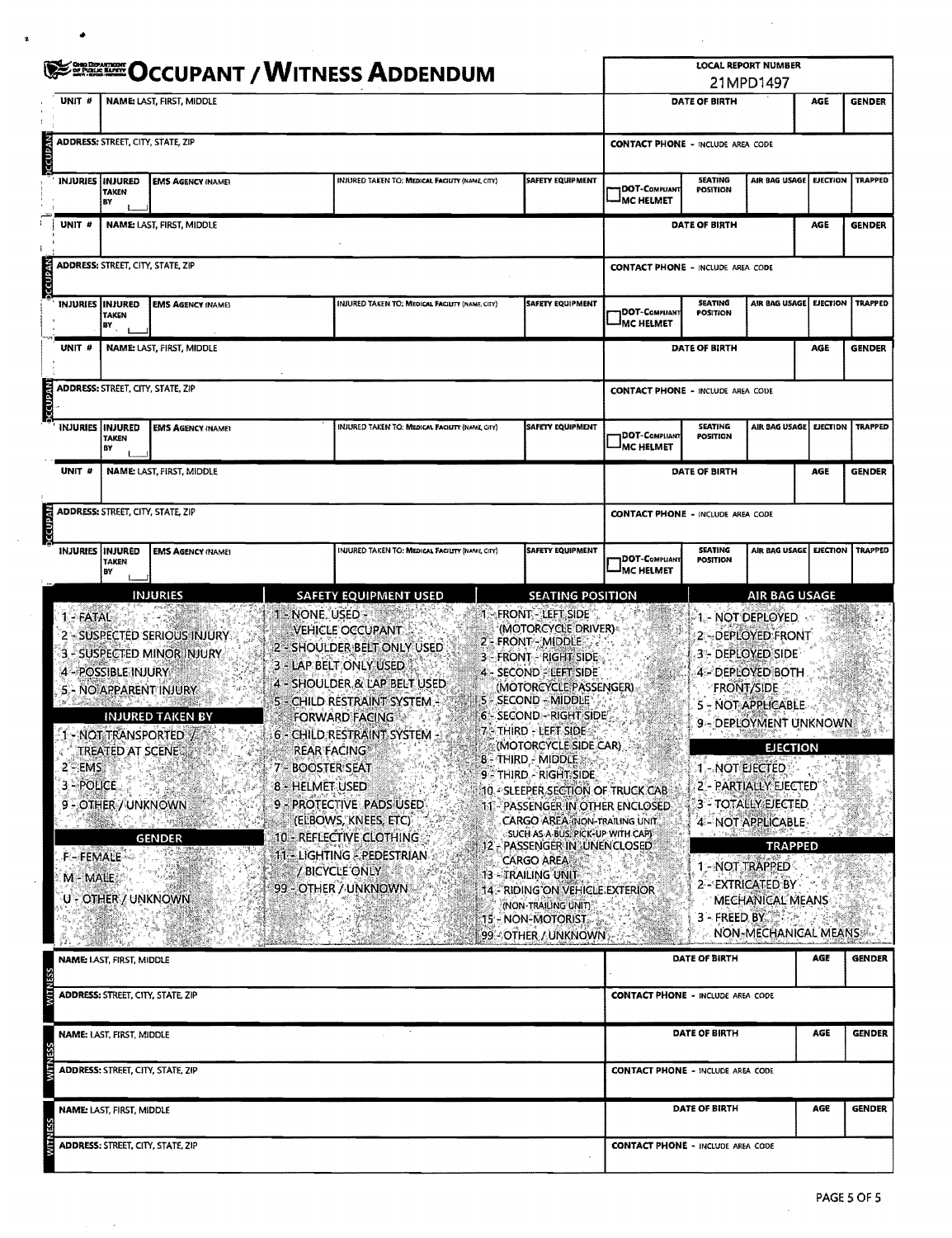# OCCUPANT / WITNESS ADDENDUM

Ohio Department of Public Safety

**LOCAL REPORT NUMBER**
21MPD1497

## OCCUPANT

| UNIT # | NAME: LAST, FIRST, MIDDLE | DATE OF BIRTH | AGE | GENDER |
|---|---|---|---|---|
| | | | | |

| ADDRESS: STREET, CITY, STATE, ZIP | CONTACT PHONE - INCLUDE AREA CODE |
|---|---|
| | |

| INJURIES | INJURED TAKEN BY | EMS AGENCY (NAME) | INJURED TAKEN TO: MEDICAL FACILITY (NAME, CITY) | SAFETY EQUIPMENT | DOT-COMPLIANT MC HELMET | SEATING POSITION | AIR BAG USAGE | EJECTION | TRAPPED |
|---|---|---|---|---|---|---|---|---|---|
| | | | | | ☐ | | | | |

## OCCUPANT

| UNIT # | NAME: LAST, FIRST, MIDDLE | DATE OF BIRTH | AGE | GENDER |
|---|---|---|---|---|
| | | | | |

| ADDRESS: STREET, CITY, STATE, ZIP | CONTACT PHONE - INCLUDE AREA CODE |
|---|---|
| | |

| INJURIES | INJURED TAKEN BY | EMS AGENCY (NAME) | INJURED TAKEN TO: MEDICAL FACILITY (NAME, CITY) | SAFETY EQUIPMENT | DOT-COMPLIANT MC HELMET | SEATING POSITION | AIR BAG USAGE | EJECTION | TRAPPED |
|---|---|---|---|---|---|---|---|---|---|
| | | | | | ☐ | | | | |

## OCCUPANT

| UNIT # | NAME: LAST, FIRST, MIDDLE | DATE OF BIRTH | AGE | GENDER |
|---|---|---|---|---|
| | | | | |

| ADDRESS: STREET, CITY, STATE, ZIP | CONTACT PHONE - INCLUDE AREA CODE |
|---|---|
| | |

| INJURIES | INJURED TAKEN BY | EMS AGENCY (NAME) | INJURED TAKEN TO: MEDICAL FACILITY (NAME, CITY) | SAFETY EQUIPMENT | DOT-COMPLIANT MC HELMET | SEATING POSITION | AIR BAG USAGE | EJECTION | TRAPPED |
|---|---|---|---|---|---|---|---|---|---|
| | | | | | ☐ | | | | |

## OCCUPANT

| UNIT # | NAME: LAST, FIRST, MIDDLE | DATE OF BIRTH | AGE | GENDER |
|---|---|---|---|---|
| | | | | |

| ADDRESS: STREET, CITY, STATE, ZIP | CONTACT PHONE - INCLUDE AREA CODE |
|---|---|
| | |

| INJURIES | INJURED TAKEN BY | EMS AGENCY (NAME) | INJURED TAKEN TO: MEDICAL FACILITY (NAME, CITY) | SAFETY EQUIPMENT | DOT-COMPLIANT MC HELMET | SEATING POSITION | AIR BAG USAGE | EJECTION | TRAPPED |
|---|---|---|---|---|---|---|---|---|---|
| | | | | | ☐ | | | | |

### INJURIES
1 - FATAL
2 - SUSPECTED SERIOUS INJURY
3 - SUSPECTED MINOR INJURY
4 - POSSIBLE INJURY
5 - NO APPARENT INJURY

### INJURED TAKEN BY
1 - NOT TRANSPORTED / TREATED AT SCENE
2 - EMS
3 - POLICE
9 - OTHER / UNKNOWN

### GENDER
F - FEMALE
M - MALE
U - OTHER / UNKNOWN

### SAFETY EQUIPMENT USED
1 - NONE USED - VEHICLE OCCUPANT
2 - SHOULDER BELT ONLY USED
3 - LAP BELT ONLY USED
4 - SHOULDER & LAP BELT USED
5 - CHILD RESTRAINT SYSTEM - FORWARD FACING
6 - CHILD RESTRAINT SYSTEM - REAR FACING
7 - BOOSTER SEAT
8 - HELMET USED
9 - PROTECTIVE PADS USED (ELBOWS, KNEES, ETC)
10 - REFLECTIVE CLOTHING
11 - LIGHTING - PEDESTRIAN / BICYCLE ONLY
99 - OTHER / UNKNOWN

### SEATING POSITION
1 - FRONT - LEFT SIDE (MOTORCYCLE DRIVER)
2 - FRONT - MIDDLE
3 - FRONT - RIGHT SIDE
4 - SECOND - LEFT SIDE (MOTORCYCLE PASSENGER)
5 - SECOND - MIDDLE
6 - SECOND - RIGHT SIDE
7 - THIRD - LEFT SIDE (MOTORCYCLE SIDE CAR)
8 - THIRD - MIDDLE
9 - THIRD - RIGHT SIDE
10 - SLEEPER SECTION OF TRUCK CAB
11 - PASSENGER IN OTHER ENCLOSED CARGO AREA (NON-TRAILING UNIT SUCH AS A BUS, PICK-UP WITH CAP)
12 - PASSENGER IN UNENCLOSED CARGO AREA
13 - TRAILING UNIT
14 - RIDING ON VEHICLE EXTERIOR (NON-TRAILING UNIT)
15 - NON-MOTORIST
99 - OTHER / UNKNOWN

### AIR BAG USAGE
1 - NOT DEPLOYED
2 - DEPLOYED FRONT
3 - DEPLOYED SIDE
4 - DEPLOYED BOTH FRONT/SIDE
5 - NOT APPLICABLE
9 - DEPLOYMENT UNKNOWN

### EJECTION
1 - NOT EJECTED
2 - PARTIALLY EJECTED
3 - TOTALLY EJECTED
4 - NOT APPLICABLE

### TRAPPED
1 - NOT TRAPPED
2 - EXTRICATED BY MECHANICAL MEANS
3 - FREED BY NON-MECHANICAL MEANS

## WITNESS

| NAME: LAST, FIRST, MIDDLE | DATE OF BIRTH | AGE | GENDER |
|---|---|---|---|
| | | | |

| ADDRESS: STREET, CITY, STATE, ZIP | CONTACT PHONE - INCLUDE AREA CODE |
|---|---|
| | |

## WITNESS

| NAME: LAST, FIRST, MIDDLE | DATE OF BIRTH | AGE | GENDER |
|---|---|---|---|
| | | | |

| ADDRESS: STREET, CITY, STATE, ZIP | CONTACT PHONE - INCLUDE AREA CODE |
|---|---|
| | |

## WITNESS

| NAME: LAST, FIRST, MIDDLE | DATE OF BIRTH | AGE | GENDER |
|---|---|---|---|
| | | | |

| ADDRESS: STREET, CITY, STATE, ZIP | CONTACT PHONE - INCLUDE AREA CODE |
|---|---|
| | |